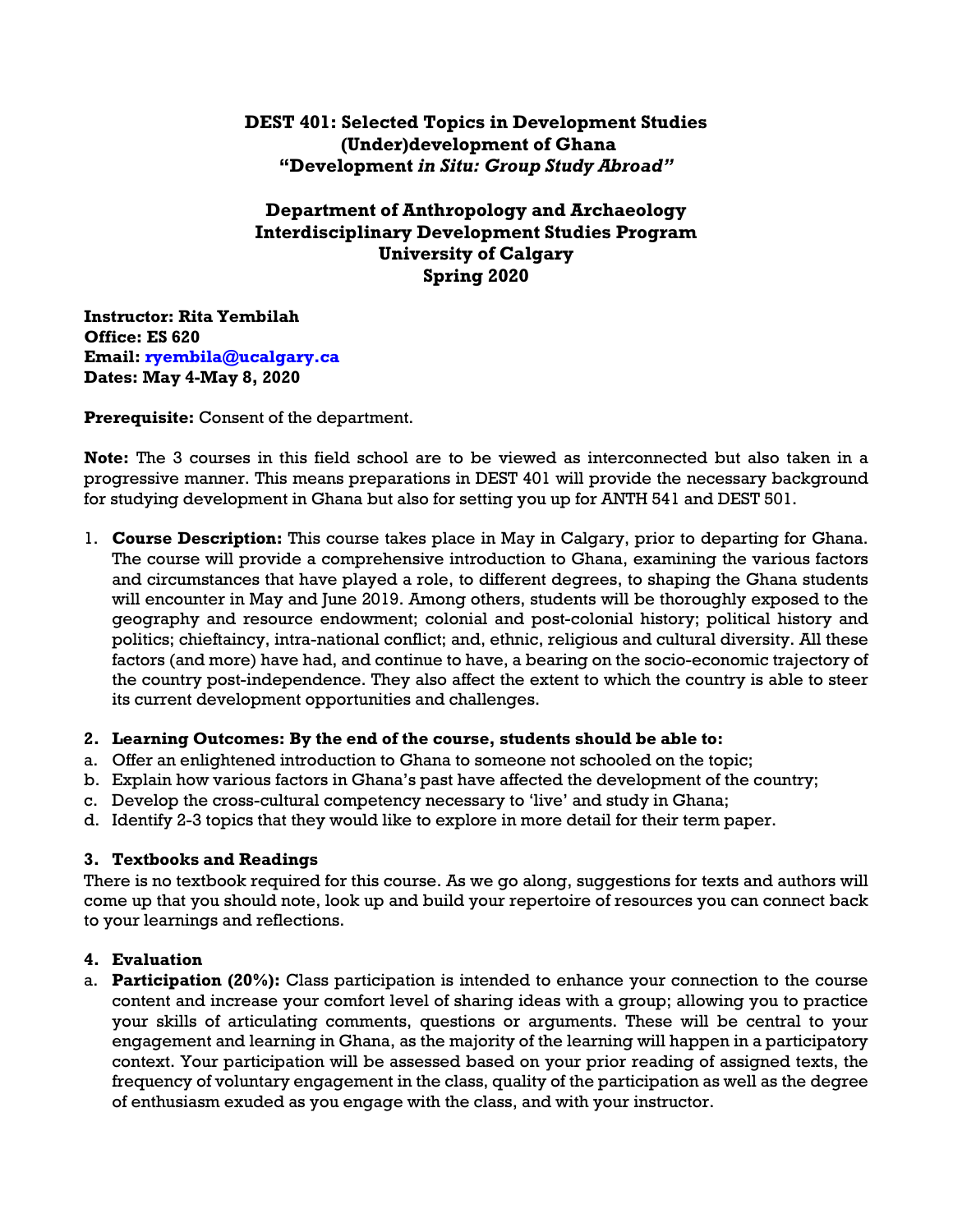**DEST 401: Selected Topics in Development Studies**
**(Under)development of Ghana**
**"Development *in Situ: Group Study Abroad"***

**Department of Anthropology and Archaeology**
**Interdisciplinary Development Studies Program**
**University of Calgary**
**Spring 2020**

**Instructor: Rita Yembilah**
**Office: ES 620**
**Email: ryembila@ucalgary.ca**
**Dates: May 4-May 8, 2020**

**Prerequisite:** Consent of the department.

**Note:** The 3 courses in this field school are to be viewed as interconnected but also taken in a progressive manner. This means preparations in DEST 401 will provide the necessary background for studying development in Ghana but also for setting you up for ANTH 541 and DEST 501.

1. **Course Description:** This course takes place in May in Calgary, prior to departing for Ghana. The course will provide a comprehensive introduction to Ghana, examining the various factors and circumstances that have played a role, to different degrees, to shaping the Ghana students will encounter in May and June 2019. Among others, students will be thoroughly exposed to the geography and resource endowment; colonial and post-colonial history; political history and politics; chieftaincy, intra-national conflict; and, ethnic, religious and cultural diversity. All these factors (and more) have had, and continue to have, a bearing on the socio-economic trajectory of the country post-independence. They also affect the extent to which the country is able to steer its current development opportunities and challenges.

2. **Learning Outcomes: By the end of the course, students should be able to:**

a. Offer an enlightened introduction to Ghana to someone not schooled on the topic;
b. Explain how various factors in Ghana's past have affected the development of the country;
c. Develop the cross-cultural competency necessary to 'live' and study in Ghana;
d. Identify 2-3 topics that they would like to explore in more detail for their term paper.

3. **Textbooks and Readings**

There is no textbook required for this course. As we go along, suggestions for texts and authors will come up that you should note, look up and build your repertoire of resources you can connect back to your learnings and reflections.

4. **Evaluation**

a. **Participation (20%):** Class participation is intended to enhance your connection to the course content and increase your comfort level of sharing ideas with a group; allowing you to practice your skills of articulating comments, questions or arguments. These will be central to your engagement and learning in Ghana, as the majority of the learning will happen in a participatory context. Your participation will be assessed based on your prior reading of assigned texts, the frequency of voluntary engagement in the class, quality of the participation as well as the degree of enthusiasm exuded as you engage with the class, and with your instructor.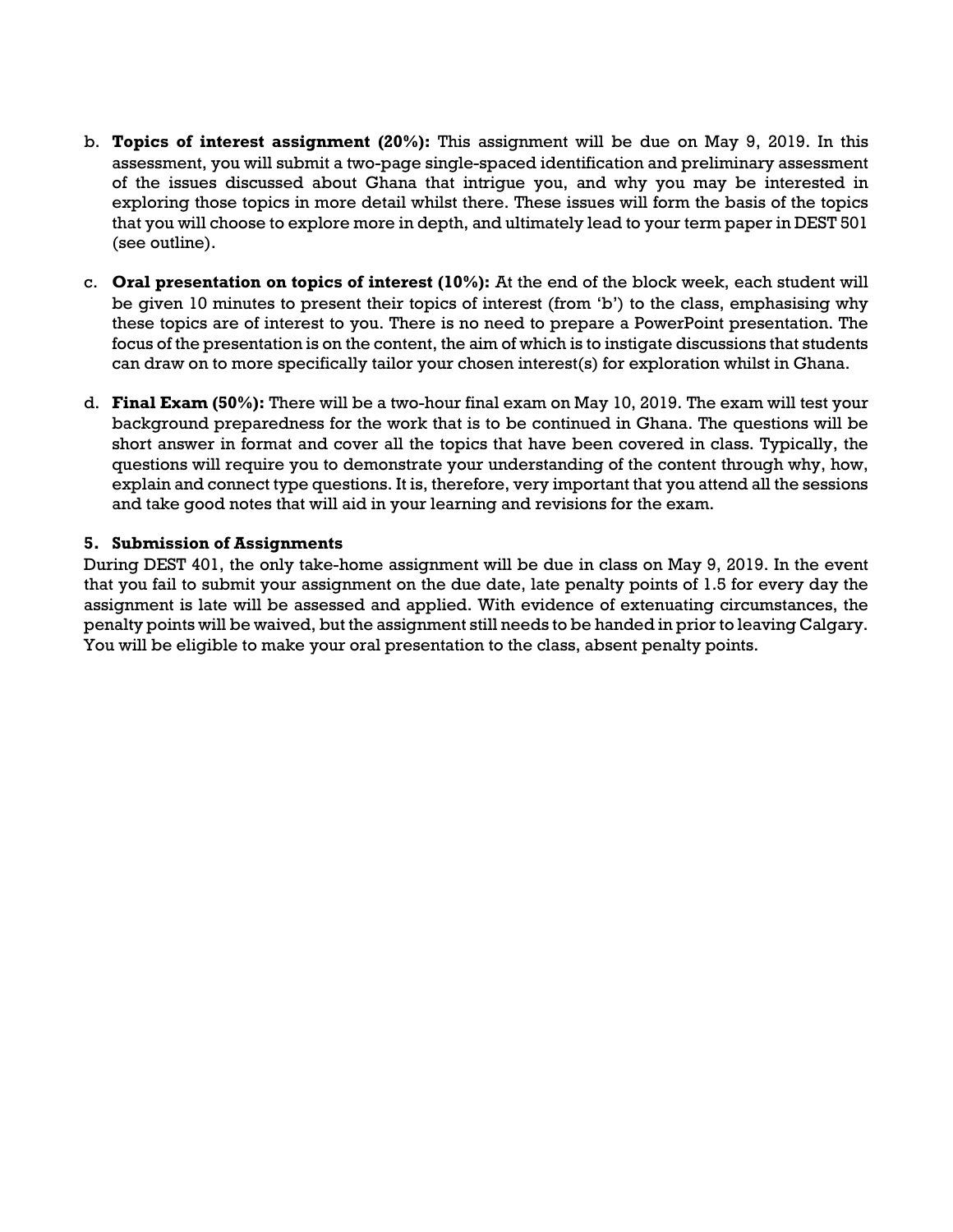b. **Topics of interest assignment (20%):** This assignment will be due on May 9, 2019. In this assessment, you will submit a two-page single-spaced identification and preliminary assessment of the issues discussed about Ghana that intrigue you, and why you may be interested in exploring those topics in more detail whilst there. These issues will form the basis of the topics that you will choose to explore more in depth, and ultimately lead to your term paper in DEST 501 (see outline).

c. **Oral presentation on topics of interest (10%):** At the end of the block week, each student will be given 10 minutes to present their topics of interest (from 'b') to the class, emphasising why these topics are of interest to you. There is no need to prepare a PowerPoint presentation. The focus of the presentation is on the content, the aim of which is to instigate discussions that students can draw on to more specifically tailor your chosen interest(s) for exploration whilst in Ghana.

d. **Final Exam (50%):** There will be a two-hour final exam on May 10, 2019. The exam will test your background preparedness for the work that is to be continued in Ghana. The questions will be short answer in format and cover all the topics that have been covered in class. Typically, the questions will require you to demonstrate your understanding of the content through why, how, explain and connect type questions. It is, therefore, very important that you attend all the sessions and take good notes that will aid in your learning and revisions for the exam.

### 5. Submission of Assignments

During DEST 401, the only take-home assignment will be due in class on May 9, 2019. In the event that you fail to submit your assignment on the due date, late penalty points of 1.5 for every day the assignment is late will be assessed and applied. With evidence of extenuating circumstances, the penalty points will be waived, but the assignment still needs to be handed in prior to leaving Calgary. You will be eligible to make your oral presentation to the class, absent penalty points.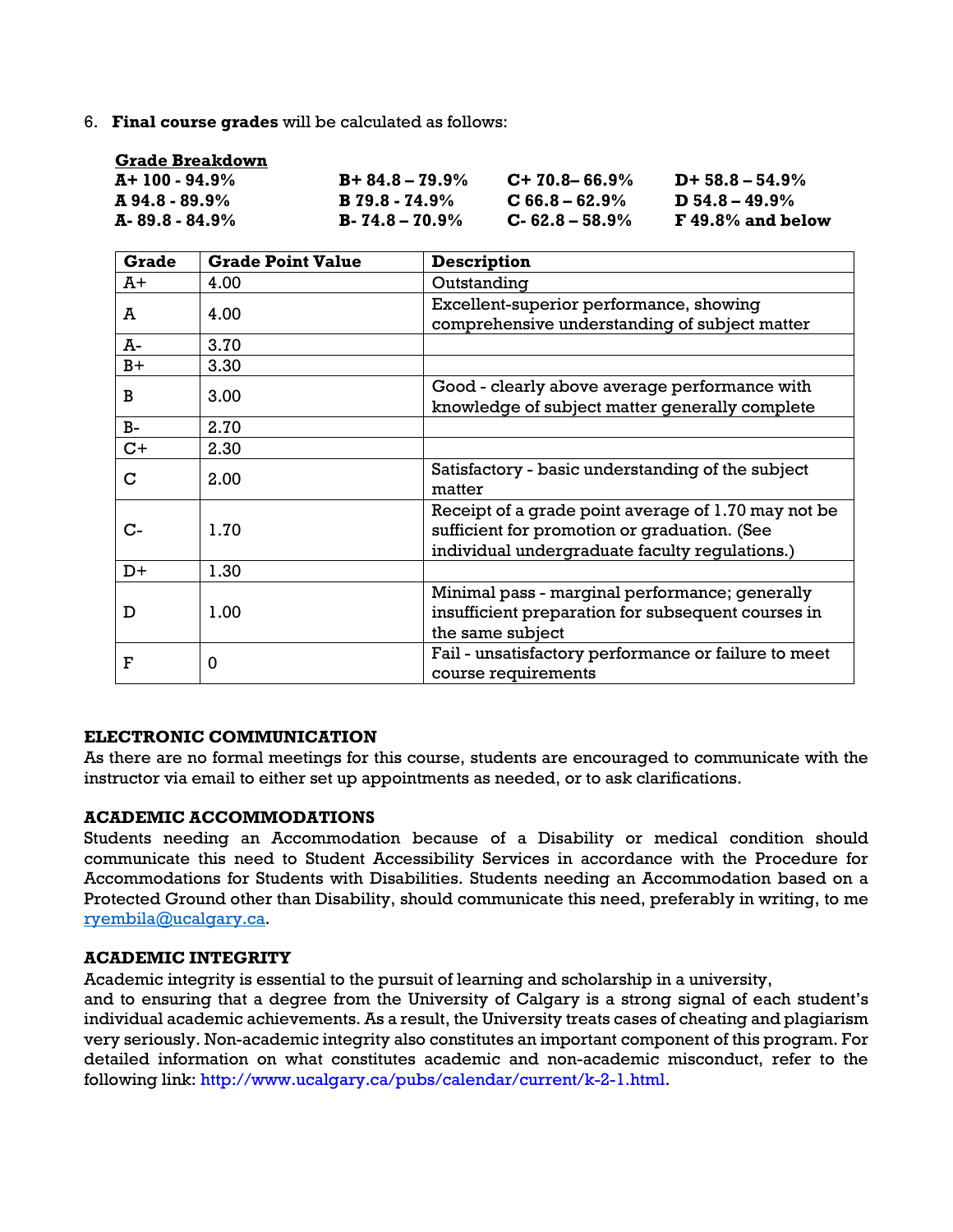6. **Final course grades** will be calculated as follows:

**Grade Breakdown**

| | | | |
|---|---|---|---|
| **A+ 100 - 94.9%** | **B+ 84.8 – 79.9%** | **C+ 70.8– 66.9%** | **D+ 58.8 – 54.9%** |
| **A 94.8 - 89.9%** | **B 79.8 - 74.9%** | **C 66.8 – 62.9%** | **D 54.8 – 49.9%** |
| **A- 89.8 - 84.9%** | **B- 74.8 – 70.9%** | **C- 62.8 – 58.9%** | **F 49.8% and below** |

| Grade | Grade Point Value | Description |
|---|---|---|
| A+ | 4.00 | Outstanding |
| A | 4.00 | Excellent-superior performance, showing comprehensive understanding of subject matter |
| A- | 3.70 | |
| B+ | 3.30 | |
| B | 3.00 | Good - clearly above average performance with knowledge of subject matter generally complete |
| B- | 2.70 | |
| C+ | 2.30 | |
| C | 2.00 | Satisfactory - basic understanding of the subject matter |
| C- | 1.70 | Receipt of a grade point average of 1.70 may not be sufficient for promotion or graduation. (See individual undergraduate faculty regulations.) |
| D+ | 1.30 | |
| D | 1.00 | Minimal pass - marginal performance; generally insufficient preparation for subsequent courses in the same subject |
| F | 0 | Fail - unsatisfactory performance or failure to meet course requirements |

## ELECTRONIC COMMUNICATION

As there are no formal meetings for this course, students are encouraged to communicate with the instructor via email to either set up appointments as needed, or to ask clarifications.

## ACADEMIC ACCOMMODATIONS

Students needing an Accommodation because of a Disability or medical condition should communicate this need to Student Accessibility Services in accordance with the Procedure for Accommodations for Students with Disabilities. Students needing an Accommodation based on a Protected Ground other than Disability, should communicate this need, preferably in writing, to me ryembila@ucalgary.ca.

## ACADEMIC INTEGRITY

Academic integrity is essential to the pursuit of learning and scholarship in a university, and to ensuring that a degree from the University of Calgary is a strong signal of each student's individual academic achievements. As a result, the University treats cases of cheating and plagiarism very seriously. Non-academic integrity also constitutes an important component of this program. For detailed information on what constitutes academic and non-academic misconduct, refer to the following link: http://www.ucalgary.ca/pubs/calendar/current/k-2-1.html.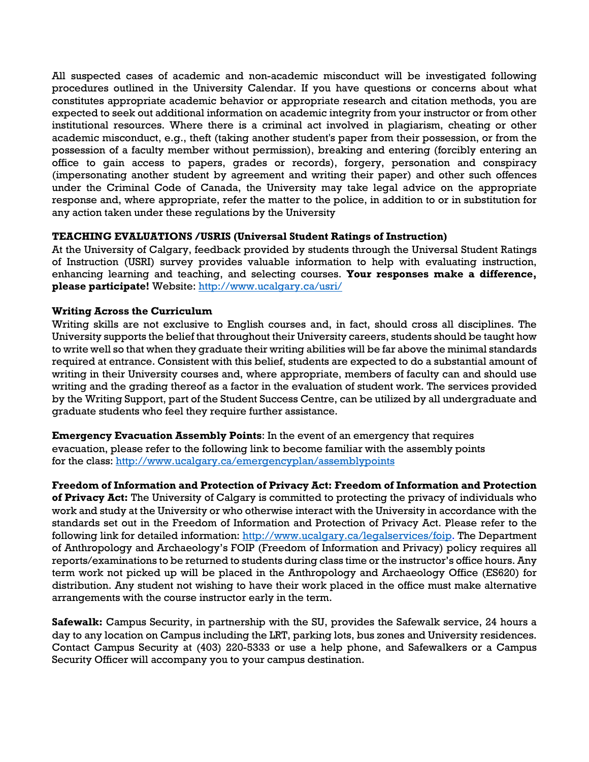All suspected cases of academic and non-academic misconduct will be investigated following procedures outlined in the University Calendar. If you have questions or concerns about what constitutes appropriate academic behavior or appropriate research and citation methods, you are expected to seek out additional information on academic integrity from your instructor or from other institutional resources. Where there is a criminal act involved in plagiarism, cheating or other academic misconduct, e.g., theft (taking another student's paper from their possession, or from the possession of a faculty member without permission), breaking and entering (forcibly entering an office to gain access to papers, grades or records), forgery, personation and conspiracy (impersonating another student by agreement and writing their paper) and other such offences under the Criminal Code of Canada, the University may take legal advice on the appropriate response and, where appropriate, refer the matter to the police, in addition to or in substitution for any action taken under these regulations by the University

**TEACHING EVALUATIONS /USRIS (Universal Student Ratings of Instruction)**

At the University of Calgary, feedback provided by students through the Universal Student Ratings of Instruction (USRI) survey provides valuable information to help with evaluating instruction, enhancing learning and teaching, and selecting courses. **Your responses make a difference, please participate!** Website: [http://www.ucalgary.ca/usri/](http://www.ucalgary.ca/usri/)

**Writing Across the Curriculum**

Writing skills are not exclusive to English courses and, in fact, should cross all disciplines. The University supports the belief that throughout their University careers, students should be taught how to write well so that when they graduate their writing abilities will be far above the minimal standards required at entrance. Consistent with this belief, students are expected to do a substantial amount of writing in their University courses and, where appropriate, members of faculty can and should use writing and the grading thereof as a factor in the evaluation of student work. The services provided by the Writing Support, part of the Student Success Centre, can be utilized by all undergraduate and graduate students who feel they require further assistance.

**Emergency Evacuation Assembly Points**: In the event of an emergency that requires evacuation, please refer to the following link to become familiar with the assembly points for the class: [http://www.ucalgary.ca/emergencyplan/assemblypoints](http://www.ucalgary.ca/emergencyplan/assemblypoints)

**Freedom of Information and Protection of Privacy Act: Freedom of Information and Protection of Privacy Act:** The University of Calgary is committed to protecting the privacy of individuals who work and study at the University or who otherwise interact with the University in accordance with the standards set out in the Freedom of Information and Protection of Privacy Act. Please refer to the following link for detailed information: [http://www.ucalgary.ca/legalservices/foip](http://www.ucalgary.ca/legalservices/foip). The Department of Anthropology and Archaeology's FOIP (Freedom of Information and Privacy) policy requires all reports/examinations to be returned to students during class time or the instructor's office hours. Any term work not picked up will be placed in the Anthropology and Archaeology Office (ES620) for distribution. Any student not wishing to have their work placed in the office must make alternative arrangements with the course instructor early in the term.

**Safewalk:** Campus Security, in partnership with the SU, provides the Safewalk service, 24 hours a day to any location on Campus including the LRT, parking lots, bus zones and University residences. Contact Campus Security at (403) 220-5333 or use a help phone, and Safewalkers or a Campus Security Officer will accompany you to your campus destination.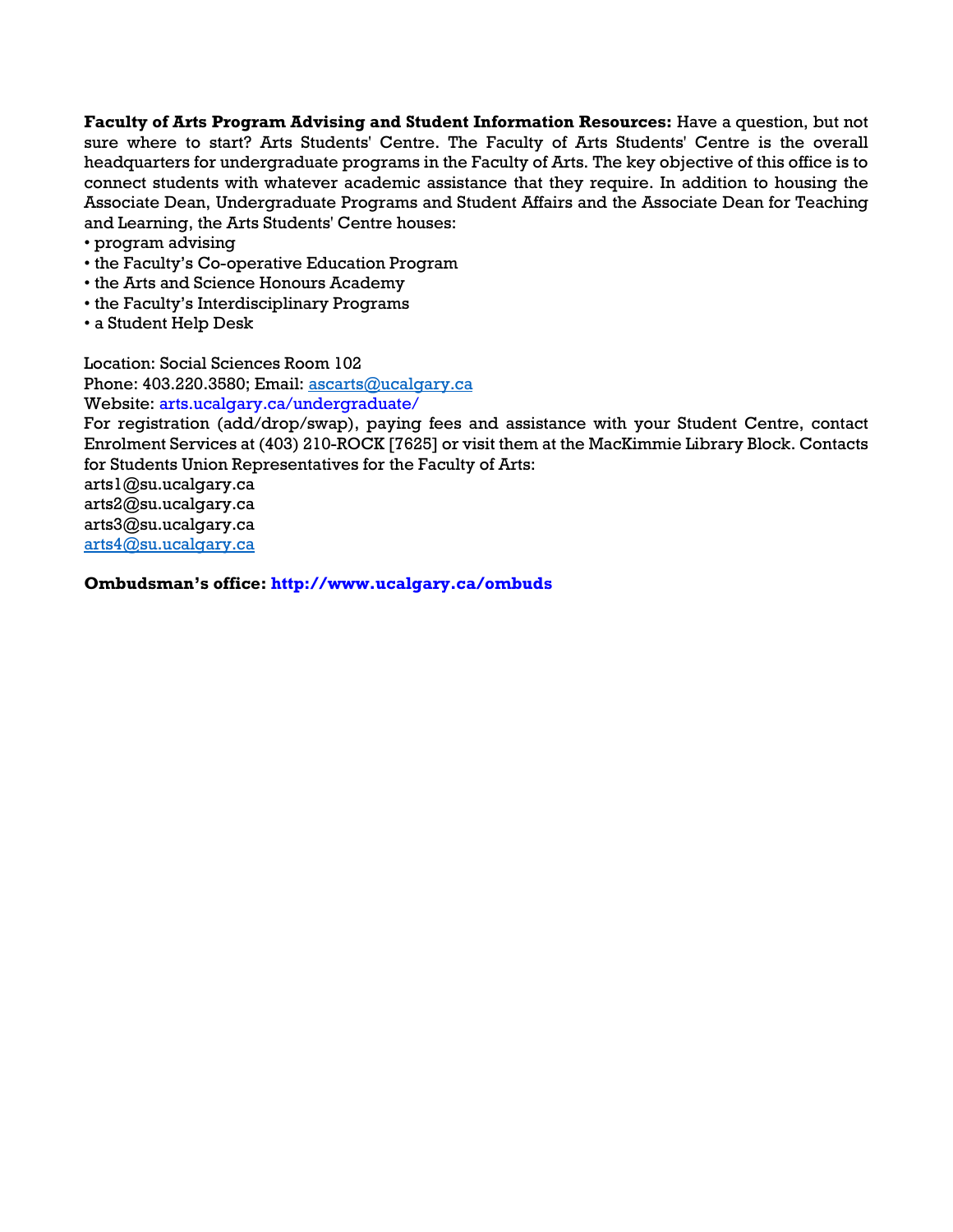**Faculty of Arts Program Advising and Student Information Resources:** Have a question, but not sure where to start? Arts Students' Centre. The Faculty of Arts Students' Centre is the overall headquarters for undergraduate programs in the Faculty of Arts. The key objective of this office is to connect students with whatever academic assistance that they require. In addition to housing the Associate Dean, Undergraduate Programs and Student Affairs and the Associate Dean for Teaching and Learning, the Arts Students' Centre houses:

- program advising
- the Faculty's Co-operative Education Program
- the Arts and Science Honours Academy
- the Faculty's Interdisciplinary Programs
- a Student Help Desk

Location: Social Sciences Room 102
Phone: 403.220.3580; Email: ascarts@ucalgary.ca
Website: arts.ucalgary.ca/undergraduate/
For registration (add/drop/swap), paying fees and assistance with your Student Centre, contact Enrolment Services at (403) 210-ROCK [7625] or visit them at the MacKimmie Library Block. Contacts for Students Union Representatives for the Faculty of Arts:
arts1@su.ucalgary.ca
arts2@su.ucalgary.ca
arts3@su.ucalgary.ca
arts4@su.ucalgary.ca

**Ombudsman's office: http://www.ucalgary.ca/ombuds**